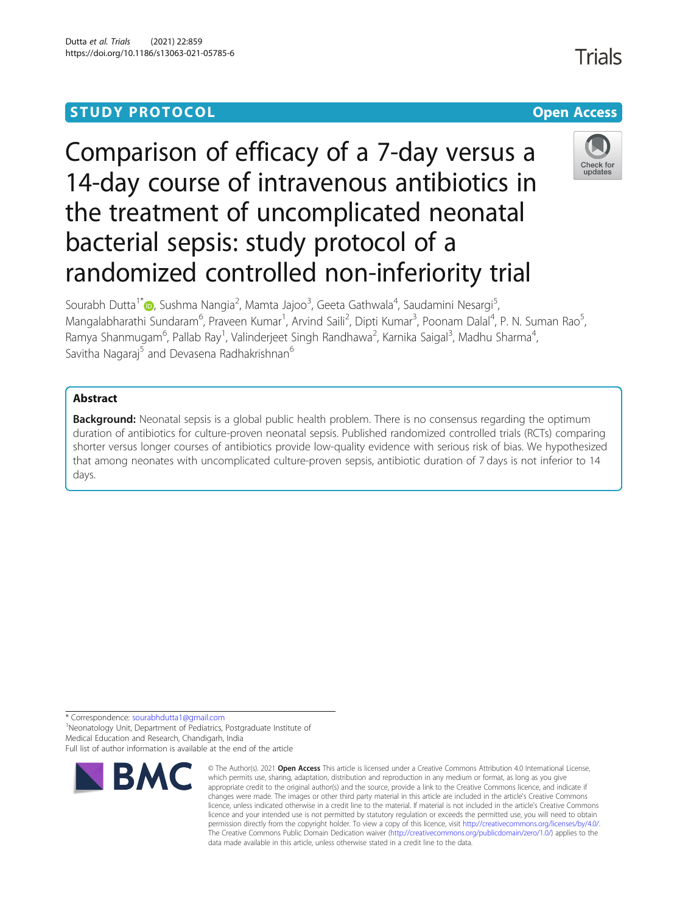STUDY PROTOCOL

Open Access

# Comparison of efficacy of a 7-day versus a 14-day course of intravenous antibiotics in the treatment of uncomplicated neonatal bacterial sepsis: study protocol of a randomized controlled non-inferiority trial

Sourabh Dutta[1*], Sushma Nangia[2], Mamta Jajoo[3], Geeta Gathwala[4], Saudamini Nesargi[5], Mangalabharathi Sundaram[6], Praveen Kumar[1], Arvind Saili[2], Dipti Kumar[3], Poonam Dalal[4], P. N. Suman Rao[5], Ramya Shanmugam[6], Pallab Ray[1], Valinderjeet Singh Randhawa[2], Karnika Saigal[3], Madhu Sharma[4], Savitha Nagaraj[5] and Devasena Radhakrishnan[6]

## Abstract

**Background:** Neonatal sepsis is a global public health problem. There is no consensus regarding the optimum duration of antibiotics for culture-proven neonatal sepsis. Published randomized controlled trials (RCTs) comparing shorter versus longer courses of antibiotics provide low-quality evidence with serious risk of bias. We hypothesized that among neonates with uncomplicated culture-proven sepsis, antibiotic duration of 7 days is not inferior to 14 days.

\* Correspondence: sourabhdutta1@gmail.com
[1]Neonatology Unit, Department of Pediatrics, Postgraduate Institute of Medical Education and Research, Chandigarh, India
Full list of author information is available at the end of the article

© The Author(s). 2021 **Open Access** This article is licensed under a Creative Commons Attribution 4.0 International License, which permits use, sharing, adaptation, distribution and reproduction in any medium or format, as long as you give appropriate credit to the original author(s) and the source, provide a link to the Creative Commons licence, and indicate if changes were made. The images or other third party material in this article are included in the article's Creative Commons licence, unless indicated otherwise in a credit line to the material. If material is not included in the article's Creative Commons licence and your intended use is not permitted by statutory regulation or exceeds the permitted use, you will need to obtain permission directly from the copyright holder. To view a copy of this licence, visit http://creativecommons.org/licenses/by/4.0/. The Creative Commons Public Domain Dedication waiver (http://creativecommons.org/publicdomain/zero/1.0/) applies to the data made available in this article, unless otherwise stated in a credit line to the data.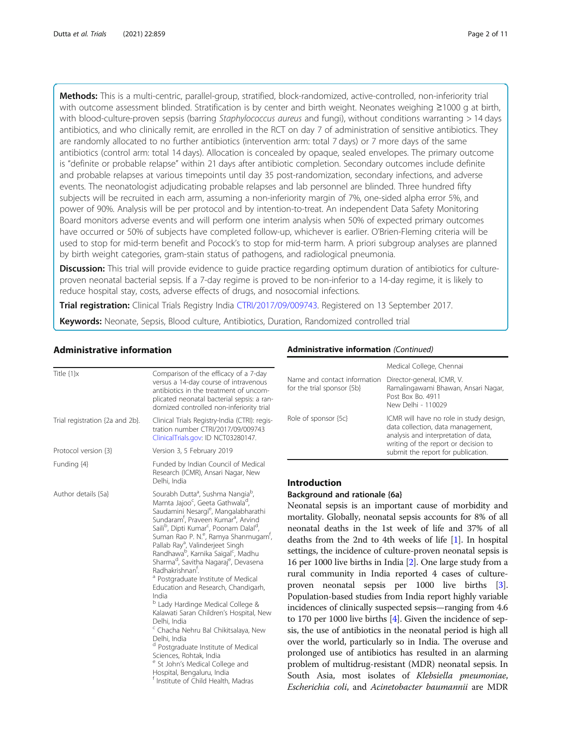**Methods:** This is a multi-centric, parallel-group, stratified, block-randomized, active-controlled, non-inferiority trial with outcome assessment blinded. Stratification is by center and birth weight. Neonates weighing ≥1000 g at birth, with blood-culture-proven sepsis (barring *Staphylococcus aureus* and fungi), without conditions warranting > 14 days antibiotics, and who clinically remit, are enrolled in the RCT on day 7 of administration of sensitive antibiotics. They are randomly allocated to no further antibiotics (intervention arm: total 7 days) or 7 more days of the same antibiotics (control arm: total 14 days). Allocation is concealed by opaque, sealed envelopes. The primary outcome is "definite or probable relapse" within 21 days after antibiotic completion. Secondary outcomes include definite and probable relapses at various timepoints until day 35 post-randomization, secondary infections, and adverse events. The neonatologist adjudicating probable relapses and lab personnel are blinded. Three hundred fifty subjects will be recruited in each arm, assuming a non-inferiority margin of 7%, one-sided alpha error 5%, and power of 90%. Analysis will be per protocol and by intention-to-treat. An independent Data Safety Monitoring Board monitors adverse events and will perform one interim analysis when 50% of expected primary outcomes have occurred or 50% of subjects have completed follow-up, whichever is earlier. O'Brien-Fleming criteria will be used to stop for mid-term benefit and Pocock's to stop for mid-term harm. A priori subgroup analyses are planned by birth weight categories, gram-stain status of pathogens, and radiological pneumonia.

**Discussion:** This trial will provide evidence to guide practice regarding optimum duration of antibiotics for culture-proven neonatal bacterial sepsis. If a 7-day regime is proved to be non-inferior to a 14-day regime, it is likely to reduce hospital stay, costs, adverse effects of drugs, and nosocomial infections.

**Trial registration:** Clinical Trials Registry India CTRI/2017/09/009743. Registered on 13 September 2017.

**Keywords:** Neonate, Sepsis, Blood culture, Antibiotics, Duration, Randomized controlled trial

## Administrative information

| | |
|---|---|
| Title {1}x | Comparison of the efficacy of a 7-day versus a 14-day course of intravenous antibiotics in the treatment of uncomplicated neonatal bacterial sepsis: a randomized controlled non-inferiority trial |
| Trial registration {2a and 2b}. | Clinical Trials Registry-India (CTRI): registration number CTRI/2017/09/009743 ClinicalTrials.gov: ID NCT03280147. |
| Protocol version {3} | Version 3, 5 February 2019 |
| Funding {4} | Funded by Indian Council of Medical Research (ICMR), Ansari Nagar, New Delhi, India |
| Author details {5a} | Sourabh Dutta[a], Sushma Nangia[b], Mamta Jajoo[c], Geeta Gathwala[d], Saudamini Nesargi[e], Mangalabharathi Sundaram[f], Praveen Kumar[a], Arvind Saili[b], Dipti Kumar[c], Poonam Dalal[d], Suman Rao P. N.[e], Ramya Shanmugam[f], Pallab Ray[a], Valinderjeet Singh Randhawa[b], Karnika Saigal[c], Madhu Sharma[d], Savitha Nagaraj[e], Devasena Radhakrishnan[f]. [a] Postgraduate Institute of Medical Education and Research, Chandigarh, India [b] Lady Hardinge Medical College & Kalawati Saran Children's Hospital, New Delhi, India [c] Chacha Nehru Bal Chikitsalaya, New Delhi, India [d] Postgraduate Institute of Medical Sciences, Rohtak, India [e] St John's Medical College and Hospital, Bengaluru, India [f] Institute of Child Health, Madras Medical College, Chennai |
| Name and contact information for the trial sponsor {5b} | Director-general, ICMR, V. Ramalingawami Bhawan, Ansari Nagar, Post Box Bo. 4911 New Delhi - 110029 |
| Role of sponsor {5c} | ICMR will have no role in study design, data collection, data management, analysis and interpretation of data, writing of the report or decision to submit the report for publication. |

## Introduction

### Background and rationale {6a}

Neonatal sepsis is an important cause of morbidity and mortality. Globally, neonatal sepsis accounts for 8% of all neonatal deaths in the 1st week of life and 37% of all deaths from the 2nd to 4th weeks of life [1]. In hospital settings, the incidence of culture-proven neonatal sepsis is 16 per 1000 live births in India [2]. One large study from a rural community in India reported 4 cases of culture-proven neonatal sepsis per 1000 live births [3]. Population-based studies from India report highly variable incidences of clinically suspected sepsis—ranging from 4.6 to 170 per 1000 live births [4]. Given the incidence of sepsis, the use of antibiotics in the neonatal period is high all over the world, particularly so in India. The overuse and prolonged use of antibiotics has resulted in an alarming problem of multidrug-resistant (MDR) neonatal sepsis. In South Asia, most isolates of *Klebsiella pneumoniae*, *Escherichia coli*, and *Acinetobacter baumannii* are MDR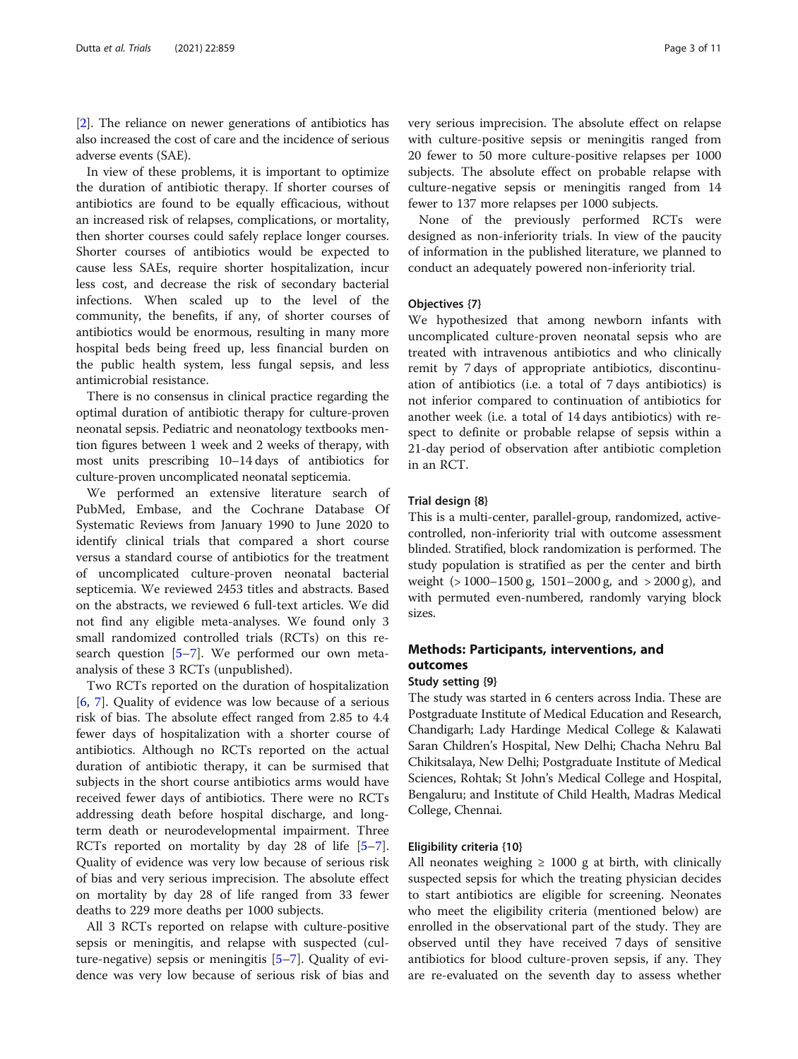[2]. The reliance on newer generations of antibiotics has also increased the cost of care and the incidence of serious adverse events (SAE).

In view of these problems, it is important to optimize the duration of antibiotic therapy. If shorter courses of antibiotics are found to be equally efficacious, without an increased risk of relapses, complications, or mortality, then shorter courses could safely replace longer courses. Shorter courses of antibiotics would be expected to cause less SAEs, require shorter hospitalization, incur less cost, and decrease the risk of secondary bacterial infections. When scaled up to the level of the community, the benefits, if any, of shorter courses of antibiotics would be enormous, resulting in many more hospital beds being freed up, less financial burden on the public health system, less fungal sepsis, and less antimicrobial resistance.

There is no consensus in clinical practice regarding the optimal duration of antibiotic therapy for culture-proven neonatal sepsis. Pediatric and neonatology textbooks mention figures between 1 week and 2 weeks of therapy, with most units prescribing 10–14 days of antibiotics for culture-proven uncomplicated neonatal septicemia.

We performed an extensive literature search of PubMed, Embase, and the Cochrane Database Of Systematic Reviews from January 1990 to June 2020 to identify clinical trials that compared a short course versus a standard course of antibiotics for the treatment of uncomplicated culture-proven neonatal bacterial septicemia. We reviewed 2453 titles and abstracts. Based on the abstracts, we reviewed 6 full-text articles. We did not find any eligible meta-analyses. We found only 3 small randomized controlled trials (RCTs) on this research question [5–7]. We performed our own meta-analysis of these 3 RCTs (unpublished).

Two RCTs reported on the duration of hospitalization [6, 7]. Quality of evidence was low because of a serious risk of bias. The absolute effect ranged from 2.85 to 4.4 fewer days of hospitalization with a shorter course of antibiotics. Although no RCTs reported on the actual duration of antibiotic therapy, it can be surmised that subjects in the short course antibiotics arms would have received fewer days of antibiotics. There were no RCTs addressing death before hospital discharge, and long-term death or neurodevelopmental impairment. Three RCTs reported on mortality by day 28 of life [5–7]. Quality of evidence was very low because of serious risk of bias and very serious imprecision. The absolute effect on mortality by day 28 of life ranged from 33 fewer deaths to 229 more deaths per 1000 subjects.

All 3 RCTs reported on relapse with culture-positive sepsis or meningitis, and relapse with suspected (culture-negative) sepsis or meningitis [5–7]. Quality of evidence was very low because of serious risk of bias and very serious imprecision. The absolute effect on relapse with culture-positive sepsis or meningitis ranged from 20 fewer to 50 more culture-positive relapses per 1000 subjects. The absolute effect on probable relapse with culture-negative sepsis or meningitis ranged from 14 fewer to 137 more relapses per 1000 subjects.

None of the previously performed RCTs were designed as non-inferiority trials. In view of the paucity of information in the published literature, we planned to conduct an adequately powered non-inferiority trial.

### Objectives {7}

We hypothesized that among newborn infants with uncomplicated culture-proven neonatal sepsis who are treated with intravenous antibiotics and who clinically remit by 7 days of appropriate antibiotics, discontinuation of antibiotics (i.e. a total of 7 days antibiotics) is not inferior compared to continuation of antibiotics for another week (i.e. a total of 14 days antibiotics) with respect to definite or probable relapse of sepsis within a 21-day period of observation after antibiotic completion in an RCT.

### Trial design {8}

This is a multi-center, parallel-group, randomized, active-controlled, non-inferiority trial with outcome assessment blinded. Stratified, block randomization is performed. The study population is stratified as per the center and birth weight (> 1000–1500 g, 1501–2000 g, and > 2000 g), and with permuted even-numbered, randomly varying block sizes.

## Methods: Participants, interventions, and outcomes

### Study setting {9}

The study was started in 6 centers across India. These are Postgraduate Institute of Medical Education and Research, Chandigarh; Lady Hardinge Medical College & Kalawati Saran Children's Hospital, New Delhi; Chacha Nehru Bal Chikitsalaya, New Delhi; Postgraduate Institute of Medical Sciences, Rohtak; St John's Medical College and Hospital, Bengaluru; and Institute of Child Health, Madras Medical College, Chennai.

### Eligibility criteria {10}

All neonates weighing ≥ 1000 g at birth, with clinically suspected sepsis for which the treating physician decides to start antibiotics are eligible for screening. Neonates who meet the eligibility criteria (mentioned below) are enrolled in the observational part of the study. They are observed until they have received 7 days of sensitive antibiotics for blood culture-proven sepsis, if any. They are re-evaluated on the seventh day to assess whether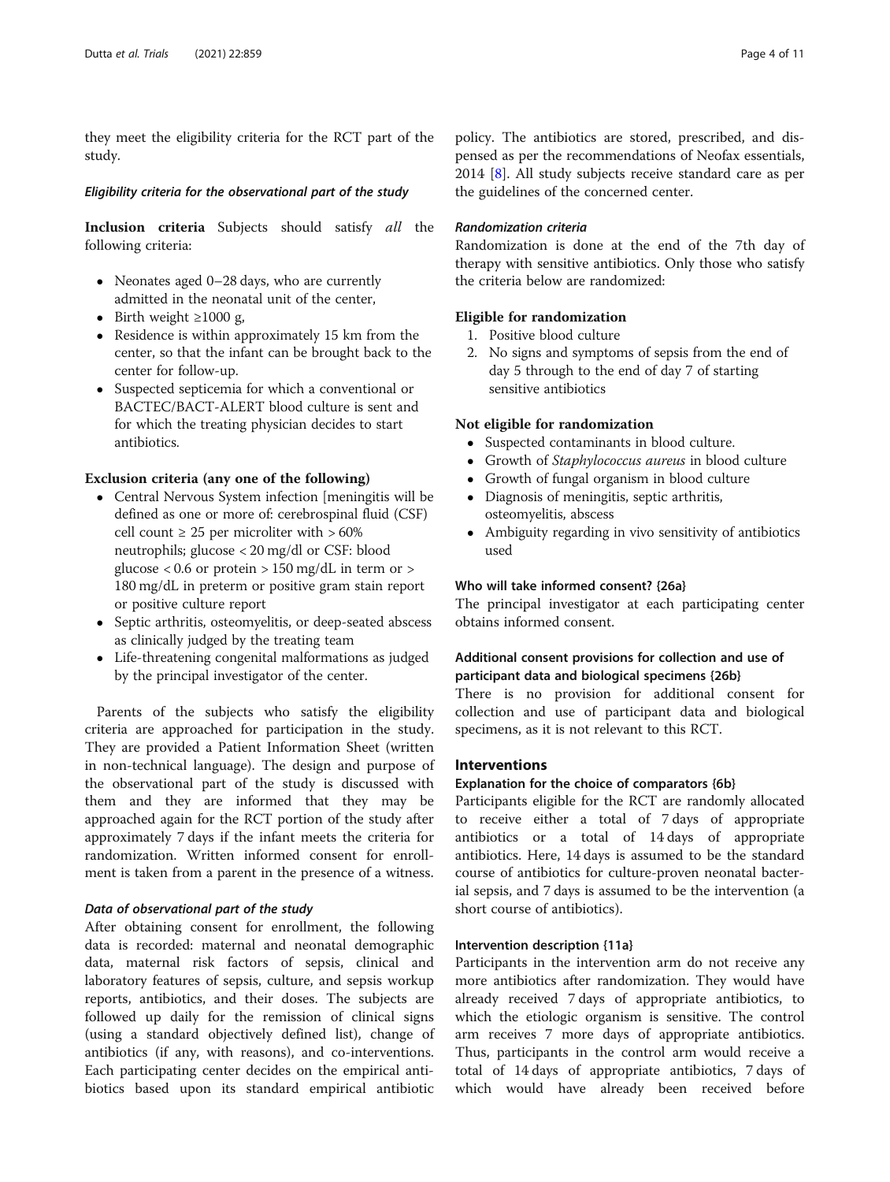they meet the eligibility criteria for the RCT part of the study.

### *Eligibility criteria for the observational part of the study*

**Inclusion criteria** Subjects should satisfy *all* the following criteria:

- Neonates aged 0–28 days, who are currently admitted in the neonatal unit of the center,
- Birth weight ≥1000 g,
- Residence is within approximately 15 km from the center, so that the infant can be brought back to the center for follow-up.
- Suspected septicemia for which a conventional or BACTEC/BACT-ALERT blood culture is sent and for which the treating physician decides to start antibiotics.

**Exclusion criteria (any one of the following)**

- Central Nervous System infection [meningitis will be defined as one or more of: cerebrospinal fluid (CSF) cell count ≥ 25 per microliter with > 60% neutrophils; glucose < 20 mg/dl or CSF: blood glucose < 0.6 or protein > 150 mg/dL in term or > 180 mg/dL in preterm or positive gram stain report or positive culture report
- Septic arthritis, osteomyelitis, or deep-seated abscess as clinically judged by the treating team
- Life-threatening congenital malformations as judged by the principal investigator of the center.

Parents of the subjects who satisfy the eligibility criteria are approached for participation in the study. They are provided a Patient Information Sheet (written in non-technical language). The design and purpose of the observational part of the study is discussed with them and they are informed that they may be approached again for the RCT portion of the study after approximately 7 days if the infant meets the criteria for randomization. Written informed consent for enrollment is taken from a parent in the presence of a witness.

### *Data of observational part of the study*

After obtaining consent for enrollment, the following data is recorded: maternal and neonatal demographic data, maternal risk factors of sepsis, clinical and laboratory features of sepsis, culture, and sepsis workup reports, antibiotics, and their doses. The subjects are followed up daily for the remission of clinical signs (using a standard objectively defined list), change of antibiotics (if any, with reasons), and co-interventions. Each participating center decides on the empirical antibiotics based upon its standard empirical antibiotic policy. The antibiotics are stored, prescribed, and dispensed as per the recommendations of Neofax essentials, 2014 [8]. All study subjects receive standard care as per the guidelines of the concerned center.

### *Randomization criteria*

Randomization is done at the end of the 7th day of therapy with sensitive antibiotics. Only those who satisfy the criteria below are randomized:

**Eligible for randomization**

1. Positive blood culture
2. No signs and symptoms of sepsis from the end of day 5 through to the end of day 7 of starting sensitive antibiotics

**Not eligible for randomization**

- Suspected contaminants in blood culture.
- Growth of *Staphylococcus aureus* in blood culture
- Growth of fungal organism in blood culture
- Diagnosis of meningitis, septic arthritis, osteomyelitis, abscess
- Ambiguity regarding in vivo sensitivity of antibiotics used

### Who will take informed consent? {26a}

The principal investigator at each participating center obtains informed consent.

### Additional consent provisions for collection and use of participant data and biological specimens {26b}

There is no provision for additional consent for collection and use of participant data and biological specimens, as it is not relevant to this RCT.

## Interventions

### Explanation for the choice of comparators {6b}

Participants eligible for the RCT are randomly allocated to receive either a total of 7 days of appropriate antibiotics or a total of 14 days of appropriate antibiotics. Here, 14 days is assumed to be the standard course of antibiotics for culture-proven neonatal bacterial sepsis, and 7 days is assumed to be the intervention (a short course of antibiotics).

### Intervention description {11a}

Participants in the intervention arm do not receive any more antibiotics after randomization. They would have already received 7 days of appropriate antibiotics, to which the etiologic organism is sensitive. The control arm receives 7 more days of appropriate antibiotics. Thus, participants in the control arm would receive a total of 14 days of appropriate antibiotics, 7 days of which would have already been received before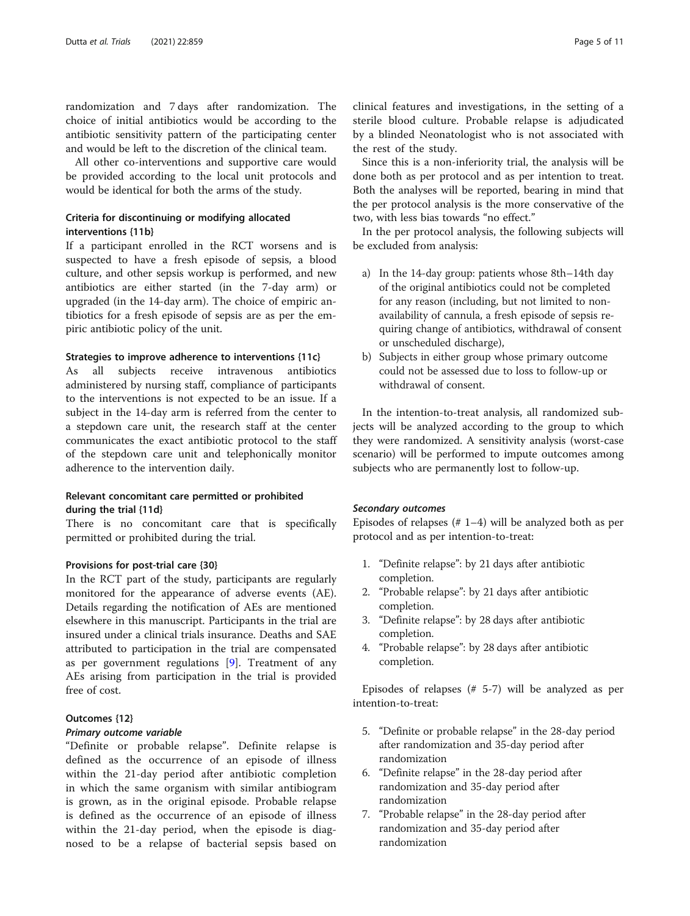randomization and 7 days after randomization. The choice of initial antibiotics would be according to the antibiotic sensitivity pattern of the participating center and would be left to the discretion of the clinical team.

All other co-interventions and supportive care would be provided according to the local unit protocols and would be identical for both the arms of the study.

### Criteria for discontinuing or modifying allocated interventions {11b}

If a participant enrolled in the RCT worsens and is suspected to have a fresh episode of sepsis, a blood culture, and other sepsis workup is performed, and new antibiotics are either started (in the 7-day arm) or upgraded (in the 14-day arm). The choice of empiric antibiotics for a fresh episode of sepsis are as per the empiric antibiotic policy of the unit.

#### Strategies to improve adherence to interventions {11c}

As all subjects receive intravenous antibiotics administered by nursing staff, compliance of participants to the interventions is not expected to be an issue. If a subject in the 14-day arm is referred from the center to a stepdown care unit, the research staff at the center communicates the exact antibiotic protocol to the staff of the stepdown care unit and telephonically monitor adherence to the intervention daily.

### Relevant concomitant care permitted or prohibited during the trial {11d}

There is no concomitant care that is specifically permitted or prohibited during the trial.

### Provisions for post-trial care {30}

In the RCT part of the study, participants are regularly monitored for the appearance of adverse events (AE). Details regarding the notification of AEs are mentioned elsewhere in this manuscript. Participants in the trial are insured under a clinical trials insurance. Deaths and SAE attributed to participation in the trial are compensated as per government regulations [9]. Treatment of any AEs arising from participation in the trial is provided free of cost.

### Outcomes {12}

#### *Primary outcome variable*

"Definite or probable relapse". Definite relapse is defined as the occurrence of an episode of illness within the 21-day period after antibiotic completion in which the same organism with similar antibiogram is grown, as in the original episode. Probable relapse is defined as the occurrence of an episode of illness within the 21-day period, when the episode is diagnosed to be a relapse of bacterial sepsis based on clinical features and investigations, in the setting of a sterile blood culture. Probable relapse is adjudicated by a blinded Neonatologist who is not associated with the rest of the study.

Since this is a non-inferiority trial, the analysis will be done both as per protocol and as per intention to treat. Both the analyses will be reported, bearing in mind that the per protocol analysis is the more conservative of the two, with less bias towards "no effect."

In the per protocol analysis, the following subjects will be excluded from analysis:

a) In the 14-day group: patients whose 8th–14th day of the original antibiotics could not be completed for any reason (including, but not limited to non-availability of cannula, a fresh episode of sepsis requiring change of antibiotics, withdrawal of consent or unscheduled discharge),
b) Subjects in either group whose primary outcome could not be assessed due to loss to follow-up or withdrawal of consent.

In the intention-to-treat analysis, all randomized subjects will be analyzed according to the group to which they were randomized. A sensitivity analysis (worst-case scenario) will be performed to impute outcomes among subjects who are permanently lost to follow-up.

#### *Secondary outcomes*

Episodes of relapses (# 1–4) will be analyzed both as per protocol and as per intention-to-treat:

1. "Definite relapse": by 21 days after antibiotic completion.
2. "Probable relapse": by 21 days after antibiotic completion.
3. "Definite relapse": by 28 days after antibiotic completion.
4. "Probable relapse": by 28 days after antibiotic completion.

Episodes of relapses (# 5-7) will be analyzed as per intention-to-treat:

5. "Definite or probable relapse" in the 28-day period after randomization and 35-day period after randomization
6. "Definite relapse" in the 28-day period after randomization and 35-day period after randomization
7. "Probable relapse" in the 28-day period after randomization and 35-day period after randomization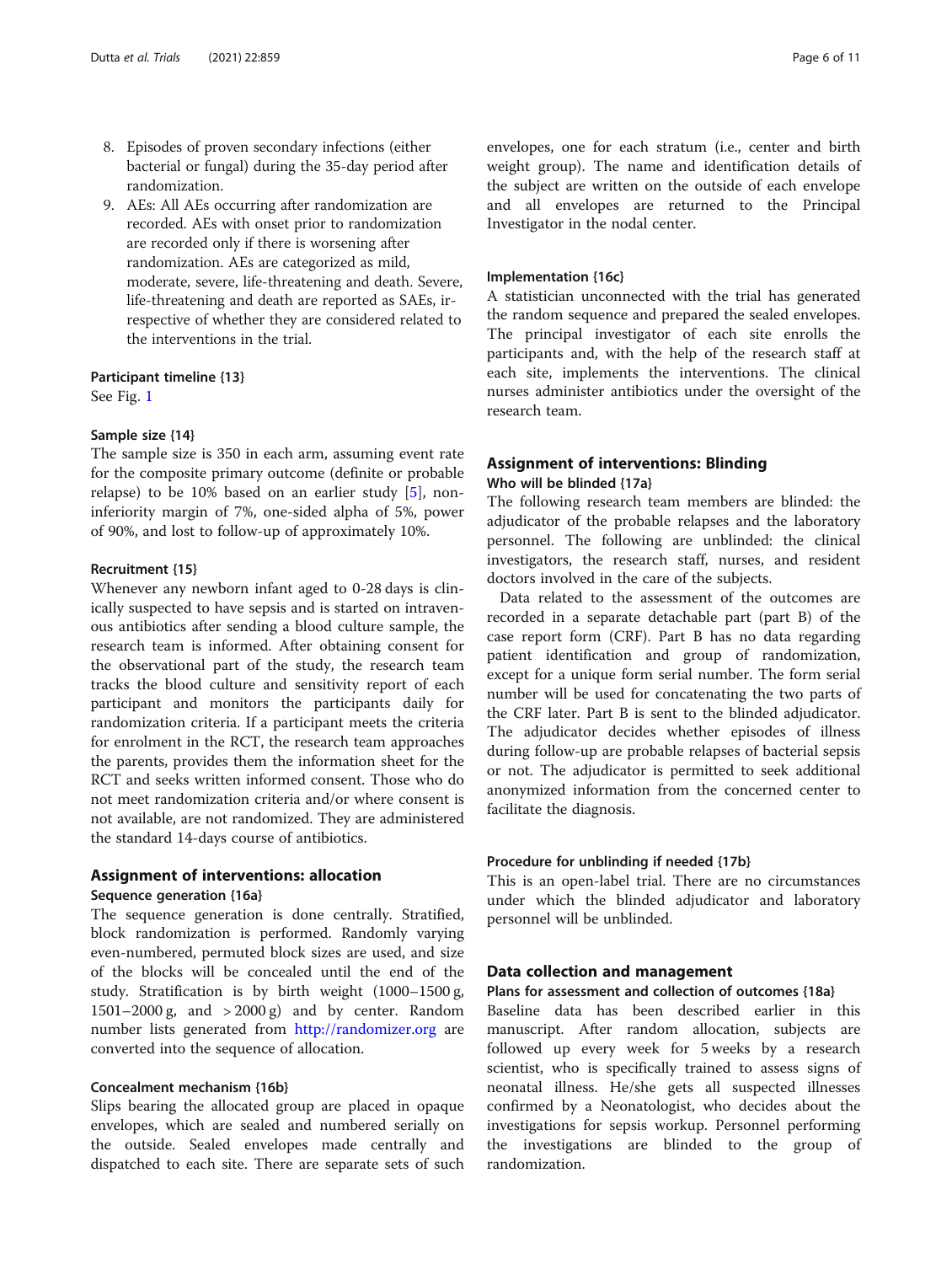8. Episodes of proven secondary infections (either bacterial or fungal) during the 35-day period after randomization.
9. AEs: All AEs occurring after randomization are recorded. AEs with onset prior to randomization are recorded only if there is worsening after randomization. AEs are categorized as mild, moderate, severe, life-threatening and death. Severe, life-threatening and death are reported as SAEs, irrespective of whether they are considered related to the interventions in the trial.

#### Participant timeline {13}

See Fig. 1

#### Sample size {14}

The sample size is 350 in each arm, assuming event rate for the composite primary outcome (definite or probable relapse) to be 10% based on an earlier study [5], non-inferiority margin of 7%, one-sided alpha of 5%, power of 90%, and lost to follow-up of approximately 10%.

#### Recruitment {15}

Whenever any newborn infant aged to 0-28 days is clinically suspected to have sepsis and is started on intravenous antibiotics after sending a blood culture sample, the research team is informed. After obtaining consent for the observational part of the study, the research team tracks the blood culture and sensitivity report of each participant and monitors the participants daily for randomization criteria. If a participant meets the criteria for enrolment in the RCT, the research team approaches the parents, provides them the information sheet for the RCT and seeks written informed consent. Those who do not meet randomization criteria and/or where consent is not available, are not randomized. They are administered the standard 14-days course of antibiotics.

### Assignment of interventions: allocation

#### Sequence generation {16a}

The sequence generation is done centrally. Stratified, block randomization is performed. Randomly varying even-numbered, permuted block sizes are used, and size of the blocks will be concealed until the end of the study. Stratification is by birth weight (1000–1500 g, 1501–2000 g, and > 2000 g) and by center. Random number lists generated from http://randomizer.org are converted into the sequence of allocation.

#### Concealment mechanism {16b}

Slips bearing the allocated group are placed in opaque envelopes, which are sealed and numbered serially on the outside. Sealed envelopes made centrally and dispatched to each site. There are separate sets of such envelopes, one for each stratum (i.e., center and birth weight group). The name and identification details of the subject are written on the outside of each envelope and all envelopes are returned to the Principal Investigator in the nodal center.

#### Implementation {16c}

A statistician unconnected with the trial has generated the random sequence and prepared the sealed envelopes. The principal investigator of each site enrolls the participants and, with the help of the research staff at each site, implements the interventions. The clinical nurses administer antibiotics under the oversight of the research team.

### Assignment of interventions: Blinding

#### Who will be blinded {17a}

The following research team members are blinded: the adjudicator of the probable relapses and the laboratory personnel. The following are unblinded: the clinical investigators, the research staff, nurses, and resident doctors involved in the care of the subjects.

Data related to the assessment of the outcomes are recorded in a separate detachable part (part B) of the case report form (CRF). Part B has no data regarding patient identification and group of randomization, except for a unique form serial number. The form serial number will be used for concatenating the two parts of the CRF later. Part B is sent to the blinded adjudicator. The adjudicator decides whether episodes of illness during follow-up are probable relapses of bacterial sepsis or not. The adjudicator is permitted to seek additional anonymized information from the concerned center to facilitate the diagnosis.

#### Procedure for unblinding if needed {17b}

This is an open-label trial. There are no circumstances under which the blinded adjudicator and laboratory personnel will be unblinded.

### Data collection and management

#### Plans for assessment and collection of outcomes {18a}

Baseline data has been described earlier in this manuscript. After random allocation, subjects are followed up every week for 5 weeks by a research scientist, who is specifically trained to assess signs of neonatal illness. He/she gets all suspected illnesses confirmed by a Neonatologist, who decides about the investigations for sepsis workup. Personnel performing the investigations are blinded to the group of randomization.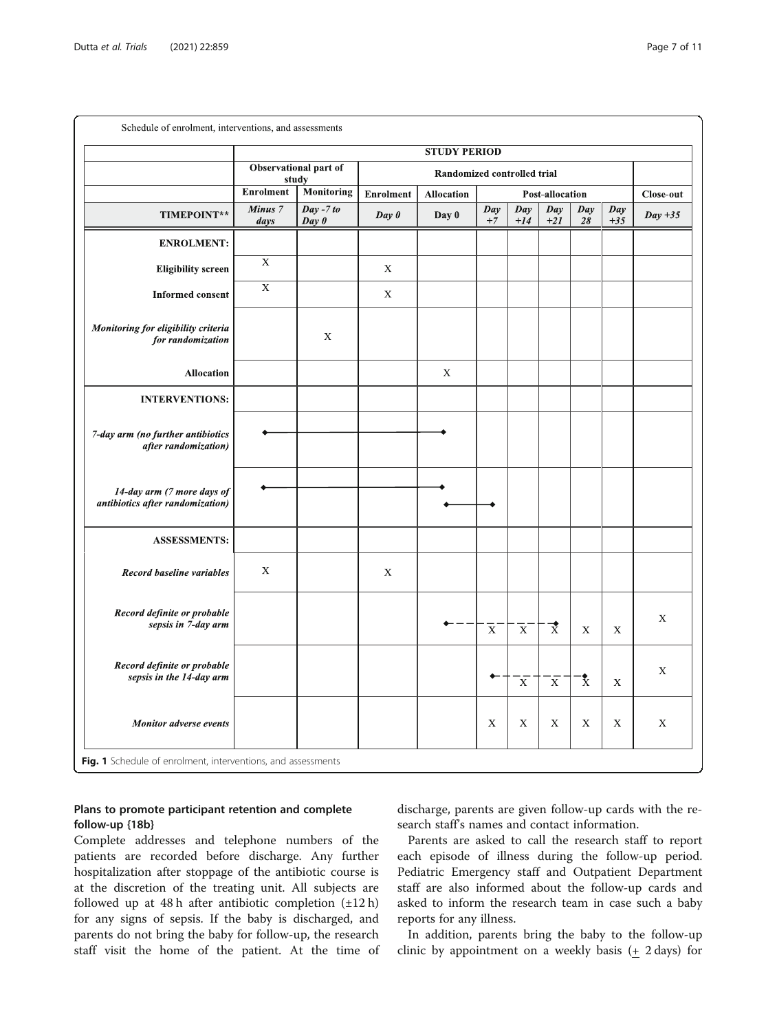Schedule of enrolment, interventions, and assessments

| | STUDY PERIOD | | | | | | | | | |
|---|---|---|---|---|---|---|---|---|---|---|
| | Observational part of study | | Randomized controlled trial | | | | | | | |
| | Enrolment | Monitoring | Enrolment | Allocation | Post-allocation | | | | | Close-out |
| **TIMEPOINT**** | *Minus 7 days* | *Day -7 to Day 0* | *Day 0* | Day 0 | *Day +7* | *Day +14* | *Day +21* | *Day 28* | *Day +35* | *Day +35* |
| **ENROLMENT:** | | | | | | | | | | |
| **Eligibility screen** | X | | X | | | | | | | |
| **Informed consent** | X | | X | | | | | | | |
| ***Monitoring for eligibility criteria for randomization*** | | X | | | | | | | | |
| **Allocation** | | | | X | | | | | | |
| **INTERVENTIONS:** | | | | | | | | | | |
| ***7-day arm (no further antibiotics after randomization)*** | ◆———— | ———— | ———— | ————◆ | | | | | | |
| ***14-day arm (7 more days of antibiotics after randomization)*** | ◆———— | ———— | ———— | ————◆ / ◆———— | ————◆ | | | | | |
| **ASSESSMENTS:** | | | | | | | | | | |
| ***Record baseline variables*** | X | | X | | | | | | | |
| ***Record definite or probable sepsis in 7-day arm*** | | | | ◆- - - | X | X | X◆ | X | X | X |
| ***Record definite or probable sepsis in the 14-day arm*** | | | | | ◆- - - | X | X | X◆ | X | X |
| ***Monitor adverse events*** | | | | | X | X | X | X | X | X |

**Fig. 1** Schedule of enrolment, interventions, and assessments

### Plans to promote participant retention and complete follow-up {18b}

Complete addresses and telephone numbers of the patients are recorded before discharge. Any further hospitalization after stoppage of the antibiotic course is at the discretion of the treating unit. All subjects are followed up at 48 h after antibiotic completion (±12 h) for any signs of sepsis. If the baby is discharged, and parents do not bring the baby for follow-up, the research staff visit the home of the patient. At the time of discharge, parents are given follow-up cards with the research staff's names and contact information.

Parents are asked to call the research staff to report each episode of illness during the follow-up period. Pediatric Emergency staff and Outpatient Department staff are also informed about the follow-up cards and asked to inform the research team in case such a baby reports for any illness.

In addition, parents bring the baby to the follow-up clinic by appointment on a weekly basis (± 2 days) for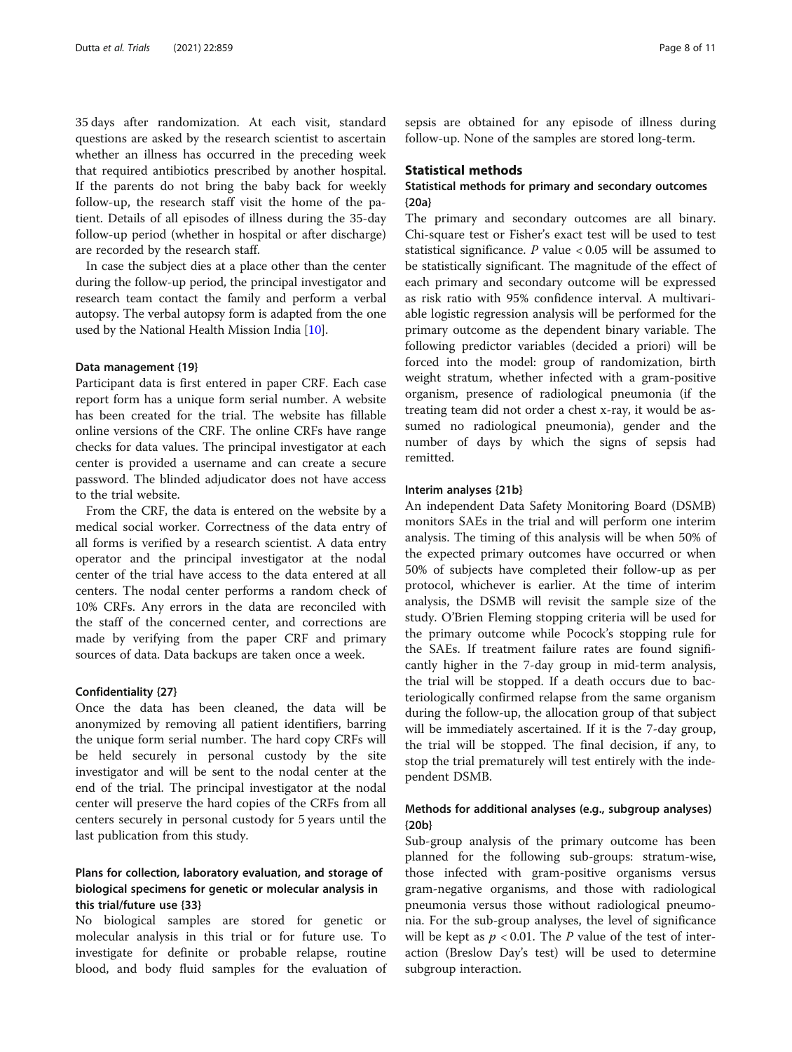35 days after randomization. At each visit, standard questions are asked by the research scientist to ascertain whether an illness has occurred in the preceding week that required antibiotics prescribed by another hospital. If the parents do not bring the baby back for weekly follow-up, the research staff visit the home of the patient. Details of all episodes of illness during the 35-day follow-up period (whether in hospital or after discharge) are recorded by the research staff.

In case the subject dies at a place other than the center during the follow-up period, the principal investigator and research team contact the family and perform a verbal autopsy. The verbal autopsy form is adapted from the one used by the National Health Mission India [10].

#### Data management {19}

Participant data is first entered in paper CRF. Each case report form has a unique form serial number. A website has been created for the trial. The website has fillable online versions of the CRF. The online CRFs have range checks for data values. The principal investigator at each center is provided a username and can create a secure password. The blinded adjudicator does not have access to the trial website.

From the CRF, the data is entered on the website by a medical social worker. Correctness of the data entry of all forms is verified by a research scientist. A data entry operator and the principal investigator at the nodal center of the trial have access to the data entered at all centers. The nodal center performs a random check of 10% CRFs. Any errors in the data are reconciled with the staff of the concerned center, and corrections are made by verifying from the paper CRF and primary sources of data. Data backups are taken once a week.

#### Confidentiality {27}

Once the data has been cleaned, the data will be anonymized by removing all patient identifiers, barring the unique form serial number. The hard copy CRFs will be held securely in personal custody by the site investigator and will be sent to the nodal center at the end of the trial. The principal investigator at the nodal center will preserve the hard copies of the CRFs from all centers securely in personal custody for 5 years until the last publication from this study.

### Plans for collection, laboratory evaluation, and storage of biological specimens for genetic or molecular analysis in this trial/future use {33}

No biological samples are stored for genetic or molecular analysis in this trial or for future use. To investigate for definite or probable relapse, routine blood, and body fluid samples for the evaluation of sepsis are obtained for any episode of illness during follow-up. None of the samples are stored long-term.

## Statistical methods

### Statistical methods for primary and secondary outcomes {20a}

The primary and secondary outcomes are all binary. Chi-square test or Fisher's exact test will be used to test statistical significance. *P* value $< 0.05$ will be assumed to be statistically significant. The magnitude of the effect of each primary and secondary outcome will be expressed as risk ratio with 95% confidence interval. A multivariable logistic regression analysis will be performed for the primary outcome as the dependent binary variable. The following predictor variables (decided a priori) will be forced into the model: group of randomization, birth weight stratum, whether infected with a gram-positive organism, presence of radiological pneumonia (if the treating team did not order a chest x-ray, it would be assumed no radiological pneumonia), gender and the number of days by which the signs of sepsis had remitted.

#### Interim analyses {21b}

An independent Data Safety Monitoring Board (DSMB) monitors SAEs in the trial and will perform one interim analysis. The timing of this analysis will be when 50% of the expected primary outcomes have occurred or when 50% of subjects have completed their follow-up as per protocol, whichever is earlier. At the time of interim analysis, the DSMB will revisit the sample size of the study. O'Brien Fleming stopping criteria will be used for the primary outcome while Pocock's stopping rule for the SAEs. If treatment failure rates are found significantly higher in the 7-day group in mid-term analysis, the trial will be stopped. If a death occurs due to bacteriologically confirmed relapse from the same organism during the follow-up, the allocation group of that subject will be immediately ascertained. If it is the 7-day group, the trial will be stopped. The final decision, if any, to stop the trial prematurely will test entirely with the independent DSMB.

### Methods for additional analyses (e.g., subgroup analyses) {20b}

Sub-group analysis of the primary outcome has been planned for the following sub-groups: stratum-wise, those infected with gram-positive organisms versus gram-negative organisms, and those with radiological pneumonia versus those without radiological pneumonia. For the sub-group analyses, the level of significance will be kept as $p < 0.01$. The *P* value of the test of interaction (Breslow Day's test) will be used to determine subgroup interaction.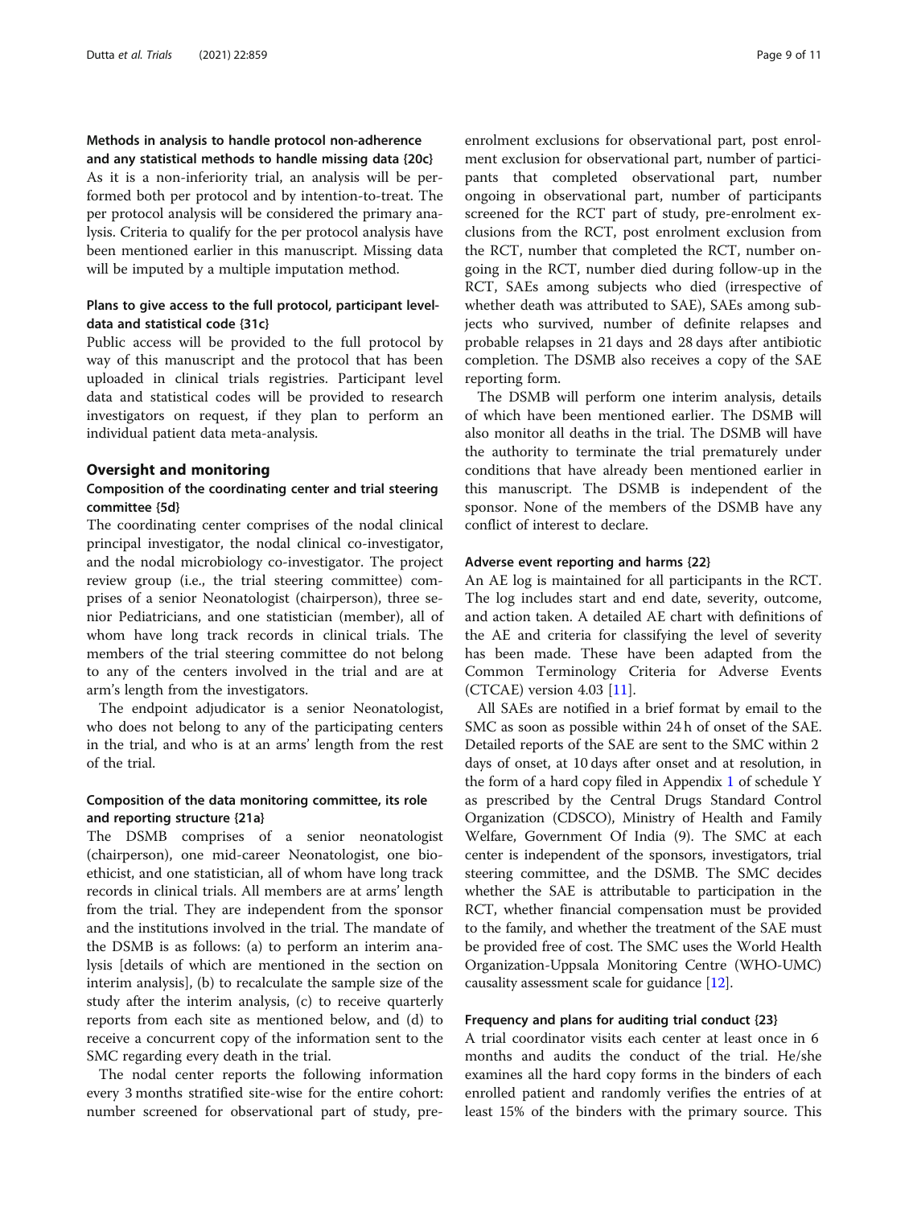### Methods in analysis to handle protocol non-adherence and any statistical methods to handle missing data {20c}

As it is a non-inferiority trial, an analysis will be performed both per protocol and by intention-to-treat. The per protocol analysis will be considered the primary analysis. Criteria to qualify for the per protocol analysis have been mentioned earlier in this manuscript. Missing data will be imputed by a multiple imputation method.

### Plans to give access to the full protocol, participant level-data and statistical code {31c}

Public access will be provided to the full protocol by way of this manuscript and the protocol that has been uploaded in clinical trials registries. Participant level data and statistical codes will be provided to research investigators on request, if they plan to perform an individual patient data meta-analysis.

## Oversight and monitoring

### Composition of the coordinating center and trial steering committee {5d}

The coordinating center comprises of the nodal clinical principal investigator, the nodal clinical co-investigator, and the nodal microbiology co-investigator. The project review group (i.e., the trial steering committee) comprises of a senior Neonatologist (chairperson), three senior Pediatricians, and one statistician (member), all of whom have long track records in clinical trials. The members of the trial steering committee do not belong to any of the centers involved in the trial and are at arm's length from the investigators.

The endpoint adjudicator is a senior Neonatologist, who does not belong to any of the participating centers in the trial, and who is at an arms' length from the rest of the trial.

### Composition of the data monitoring committee, its role and reporting structure {21a}

The DSMB comprises of a senior neonatologist (chairperson), one mid-career Neonatologist, one bioethicist, and one statistician, all of whom have long track records in clinical trials. All members are at arms' length from the trial. They are independent from the sponsor and the institutions involved in the trial. The mandate of the DSMB is as follows: (a) to perform an interim analysis [details of which are mentioned in the section on interim analysis], (b) to recalculate the sample size of the study after the interim analysis, (c) to receive quarterly reports from each site as mentioned below, and (d) to receive a concurrent copy of the information sent to the SMC regarding every death in the trial.

The nodal center reports the following information every 3 months stratified site-wise for the entire cohort: number screened for observational part of study, pre-enrolment exclusions for observational part, post enrolment exclusion for observational part, number of participants that completed observational part, number ongoing in observational part, number of participants screened for the RCT part of study, pre-enrolment exclusions from the RCT, post enrolment exclusion from the RCT, number that completed the RCT, number ongoing in the RCT, number died during follow-up in the RCT, SAEs among subjects who died (irrespective of whether death was attributed to SAE), SAEs among subjects who survived, number of definite relapses and probable relapses in 21 days and 28 days after antibiotic completion. The DSMB also receives a copy of the SAE reporting form.

The DSMB will perform one interim analysis, details of which have been mentioned earlier. The DSMB will also monitor all deaths in the trial. The DSMB will have the authority to terminate the trial prematurely under conditions that have already been mentioned earlier in this manuscript. The DSMB is independent of the sponsor. None of the members of the DSMB have any conflict of interest to declare.

### Adverse event reporting and harms {22}

An AE log is maintained for all participants in the RCT. The log includes start and end date, severity, outcome, and action taken. A detailed AE chart with definitions of the AE and criteria for classifying the level of severity has been made. These have been adapted from the Common Terminology Criteria for Adverse Events (CTCAE) version 4.03 [11].

All SAEs are notified in a brief format by email to the SMC as soon as possible within 24 h of onset of the SAE. Detailed reports of the SAE are sent to the SMC within 2 days of onset, at 10 days after onset and at resolution, in the form of a hard copy filed in Appendix 1 of schedule Y as prescribed by the Central Drugs Standard Control Organization (CDSCO), Ministry of Health and Family Welfare, Government Of India (9). The SMC at each center is independent of the sponsors, investigators, trial steering committee, and the DSMB. The SMC decides whether the SAE is attributable to participation in the RCT, whether financial compensation must be provided to the family, and whether the treatment of the SAE must be provided free of cost. The SMC uses the World Health Organization-Uppsala Monitoring Centre (WHO-UMC) causality assessment scale for guidance [12].

### Frequency and plans for auditing trial conduct {23}

A trial coordinator visits each center at least once in 6 months and audits the conduct of the trial. He/she examines all the hard copy forms in the binders of each enrolled patient and randomly verifies the entries of at least 15% of the binders with the primary source. This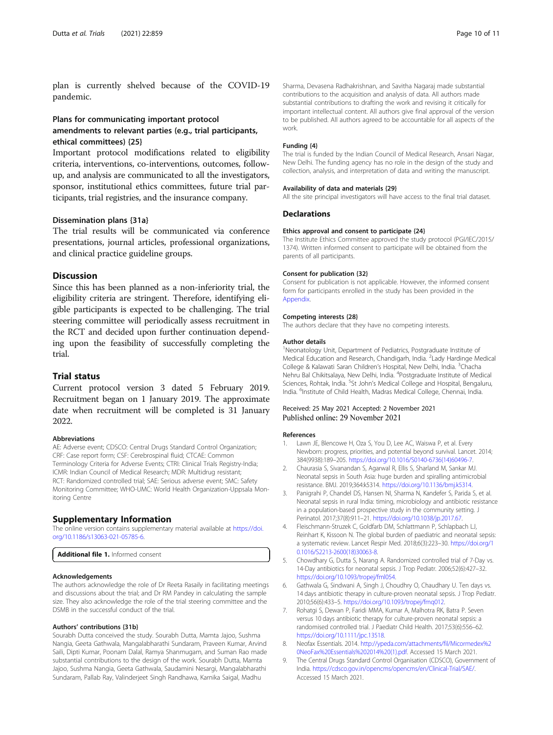plan is currently shelved because of the COVID-19 pandemic.

### Plans for communicating important protocol amendments to relevant parties (e.g., trial participants, ethical committees) {25}

Important protocol modifications related to eligibility criteria, interventions, co-interventions, outcomes, follow-up, and analysis are communicated to all the investigators, sponsor, institutional ethics committees, future trial participants, trial registries, and the insurance company.

### Dissemination plans {31a}

The trial results will be communicated via conference presentations, journal articles, professional organizations, and clinical practice guideline groups.

## Discussion

Since this has been planned as a non-inferiority trial, the eligibility criteria are stringent. Therefore, identifying eligible participants is expected to be challenging. The trial steering committee will periodically assess recruitment in the RCT and decided upon further continuation depending upon the feasibility of successfully completing the trial.

## Trial status

Current protocol version 3 dated 5 February 2019. Recruitment began on 1 January 2019. The approximate date when recruitment will be completed is 31 January 2022.

#### Abbreviations

AE: Adverse event; CDSCO: Central Drugs Standard Control Organization; CRF: Case report form; CSF: Cerebrospinal fluid; CTCAE: Common Terminology Criteria for Adverse Events; CTRI: Clinical Trials Registry-India; ICMR: Indian Council of Medical Research; MDR: Multidrug resistant; RCT: Randomized controlled trial; SAE: Serious adverse event; SMC: Safety Monitoring Committee; WHO-UMC: World Health Organization-Uppsala Monitoring Centre

## Supplementary Information

The online version contains supplementary material available at https://doi.org/10.1186/s13063-021-05785-6.

**Additional file 1.** Informed consent

#### Acknowledgements

The authors acknowledge the role of Dr Reeta Rasaily in facilitating meetings and discussions about the trial; and Dr RM Pandey in calculating the sample size. They also acknowledge the role of the trial steering committee and the DSMB in the successful conduct of the trial.

#### Authors' contributions {31b}

Sourabh Dutta conceived the study. Sourabh Dutta, Mamta Jajoo, Sushma Nangia, Geeta Gathwala, Mangalabharathi Sundaram, Praveen Kumar, Arvind Saili, Dipti Kumar, Poonam Dalal, Ramya Shanmugam, and Suman Rao made substantial contributions to the design of the work. Sourabh Dutta, Mamta Jajoo, Sushma Nangia, Geeta Gathwala, Saudamini Nesargi, Mangalabharathi Sundaram, Pallab Ray, Valinderjeet Singh Randhawa, Karnika Saigal, Madhu Sharma, Devasena Radhakrishnan, and Savitha Nagaraj made substantial contributions to the acquisition and analysis of data. All authors made substantial contributions to drafting the work and revising it critically for important intellectual content. All authors give final approval of the version to be published. All authors agreed to be accountable for all aspects of the work.

#### Funding {4}

The trial is funded by the Indian Council of Medical Research, Ansari Nagar, New Delhi. The funding agency has no role in the design of the study and collection, analysis, and interpretation of data and writing the manuscript.

#### Availability of data and materials {29}

All the site principal investigators will have access to the final trial dataset.

## Declarations

#### Ethics approval and consent to participate {24}

The Institute Ethics Committee approved the study protocol (PGI/IEC/2015/1374). Written informed consent to participate will be obtained from the parents of all participants.

#### Consent for publication {32}

Consent for publication is not applicable. However, the informed consent form for participants enrolled in the study has been provided in the Appendix.

#### Competing interests {28}

The authors declare that they have no competing interests.

#### Author details

[1]Neonatology Unit, Department of Pediatrics, Postgraduate Institute of Medical Education and Research, Chandigarh, India. [2]Lady Hardinge Medical College & Kalawati Saran Children's Hospital, New Delhi, India. [3]Chacha Nehru Bal Chikitsalaya, New Delhi, India. [4]Postgraduate Institute of Medical Sciences, Rohtak, India. [5]St John's Medical College and Hospital, Bengaluru, India. [6]Institute of Child Health, Madras Medical College, Chennai, India.

Received: 25 May 2021 Accepted: 2 November 2021
Published online: 29 November 2021

#### References

1. Lawn JE, Blencowe H, Oza S, You D, Lee AC, Waiswa P, et al. Every Newborn: progress, priorities, and potential beyond survival. Lancet. 2014; 384(9938):189–205. https://doi.org/10.1016/S0140-6736(14)60496-7.
2. Chaurasia S, Sivanandan S, Agarwal R, Ellis S, Sharland M, Sankar MJ. Neonatal sepsis in South Asia: huge burden and spiralling antimicrobial resistance. BMJ. 2019;364:k5314. https://doi.org/10.1136/bmj.k5314.
3. Panigrahi P, Chandel DS, Hansen NI, Sharma N, Kandefer S, Parida S, et al. Neonatal sepsis in rural India: timing, microbiology and antibiotic resistance in a population-based prospective study in the community setting. J Perinatol. 2017;37(8):911–21. https://doi.org/10.1038/jp.2017.67.
4. Fleischmann-Struzek C, Goldfarb DM, Schlattmann P, Schlapbach LJ, Reinhart K, Kissoon N. The global burden of paediatric and neonatal sepsis: a systematic review. Lancet Respir Med. 2018;6(3):223–30. https://doi.org/10.1016/S2213-2600(18)30063-8.
5. Chowdhary G, Dutta S, Narang A. Randomized controlled trial of 7-Day vs. 14-Day antibiotics for neonatal sepsis. J Trop Pediatr. 2006;52(6):427–32. https://doi.org/10.1093/tropej/fml054.
6. Gathwala G, Sindwani A, Singh J, Choudhry O, Chaudhary U. Ten days vs. 14 days antibiotic therapy in culture-proven neonatal sepsis. J Trop Pediatr. 2010;56(6):433–5. https://doi.org/10.1093/tropej/fmq012.
7. Rohatgi S, Dewan P, Faridi MMA, Kumar A, Malhotra RK, Batra P. Seven versus 10 days antibiotic therapy for culture-proven neonatal sepsis: a randomised controlled trial. J Paediatr Child Health. 2017;53(6):556–62. https://doi.org/10.1111/jpc.13518.
8. Neofax Essentials. 2014. http://ypeda.com/attachments/fil/Micormedex%20NeoFax%20Essentials%202014%20(1).pdf. Accessed 15 March 2021.
9. The Central Drugs Standard Control Organisation (CDSCO), Government of India. https://cdsco.gov.in/opencms/opencms/en/Clinical-Trial/SAE/. Accessed 15 March 2021.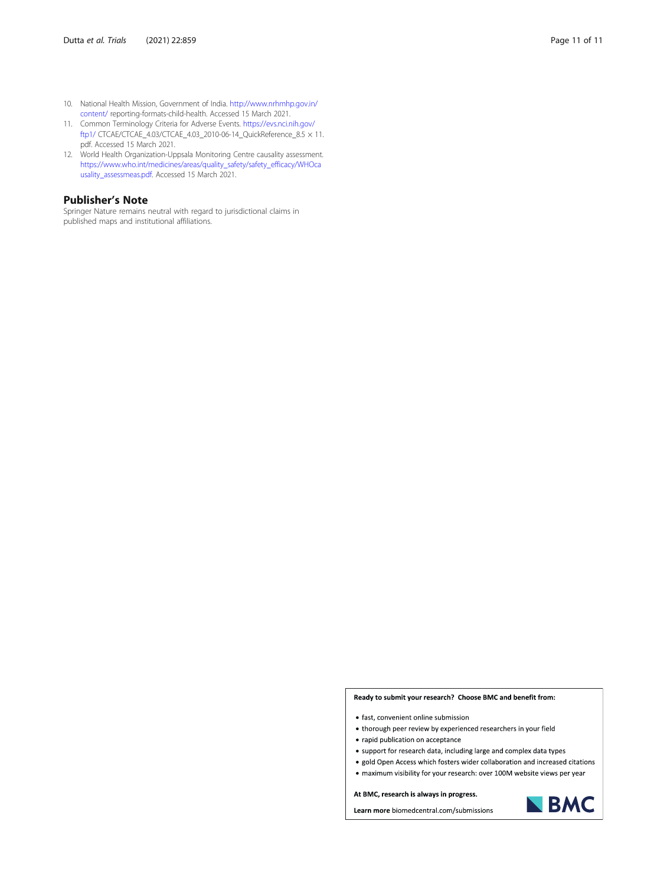10. National Health Mission, Government of India. http://www.nrhmhp.gov.in/content/ reporting-formats-child-health. Accessed 15 March 2021.
11. Common Terminology Criteria for Adverse Events. https://evs.nci.nih.gov/ftp1/ CTCAE/CTCAE_4.03/CTCAE_4.03_2010-06-14_QuickReference_8.5 × 11.pdf. Accessed 15 March 2021.
12. World Health Organization-Uppsala Monitoring Centre causality assessment. https://www.who.int/medicines/areas/quality_safety/safety_efficacy/WHOcausality_assessmeas.pdf. Accessed 15 March 2021.

## Publisher's Note

Springer Nature remains neutral with regard to jurisdictional claims in published maps and institutional affiliations.

**Ready to submit your research? Choose BMC and benefit from:**

- fast, convenient online submission
- thorough peer review by experienced researchers in your field
- rapid publication on acceptance
- support for research data, including large and complex data types
- gold Open Access which fosters wider collaboration and increased citations
- maximum visibility for your research: over 100M website views per year

**At BMC, research is always in progress.**

**Learn more** biomedcentral.com/submissions

BMC